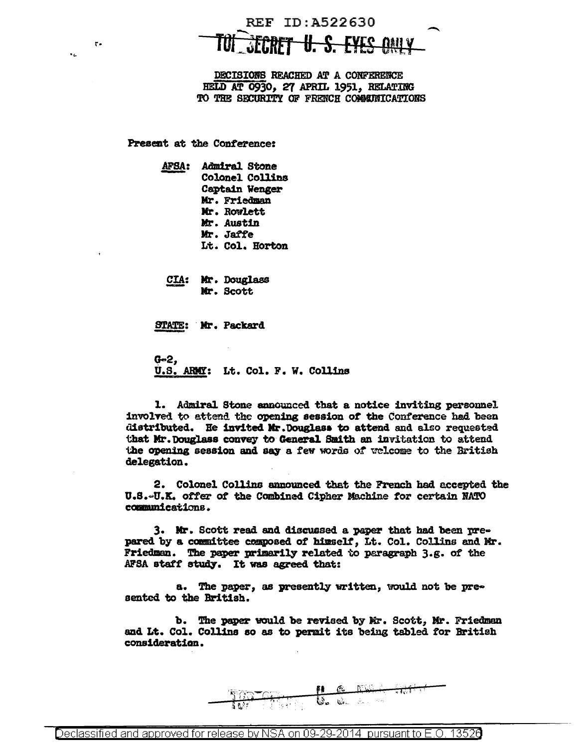REF ID:A522630

TOP SECRET U. S. EYES ONLY

DECISIONS REACHED AT A CONFERENCE HELD AT 0930, 27 APRIL 1951, RELATING TO THE SECURITY OF FRENCH COMMUNICATIONS

Present at the Conference:

AFSA: Admiral Stone
Colonel Collins
Captain Wenger
Mr. Friedman
Mr. Rowlett
Mr. Austin
Mr. Jaffe
Lt. Col. Horton

CIA: Mr. Douglass
Mr. Scott

STATE: Mr. Packard

G-2,
U.S. ARMY: Lt. Col. F. W. Collins

1. Admiral Stone announced that a notice inviting personnel involved to attend the opening session of the Conference had been distributed. He invited Mr. Douglass to attend and also requested that Mr. Douglass convey to General Smith an invitation to attend the opening session and say a few words of welcome to the British delegation.

2. Colonel Collins announced that the French had accepted the U.S.-U.K. offer of the Combined Cipher Machine for certain NATO communications.

3. Mr. Scott read and discussed a paper that had been prepared by a committee composed of himself, Lt. Col. Collins and Mr. Friedman. The paper primarily related to paragraph 3.g. of the AFSA staff study. It was agreed that:

a. The paper, as presently written, would not be presented to the British.

b. The paper would be revised by Mr. Scott, Mr. Friedman and Lt. Col. Collins so as to permit its being tabled for British consideration.

TOP SECRET U. S. EYES ONLY

Declassified and approved for release by NSA on 09-29-2014 pursuant to E.O. 13526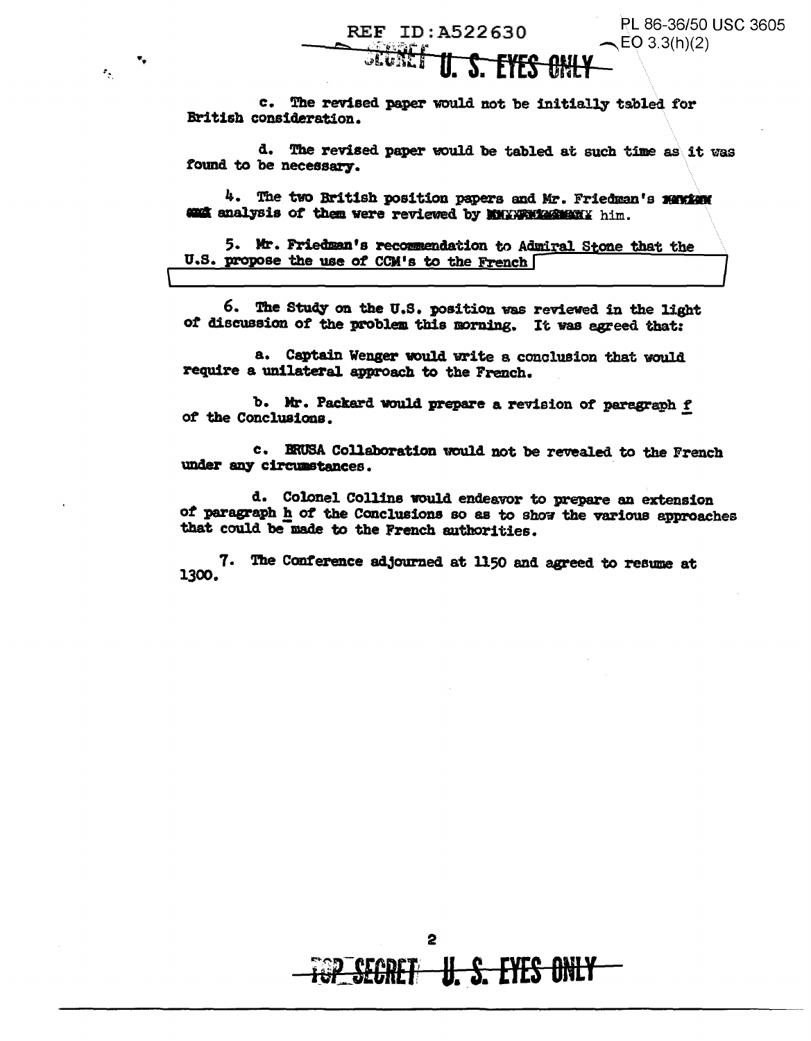c. The revised paper would not be initially tabled for British consideration.

d. The revised paper would be tabled at such time as it was found to be necessary.

4. The two British position papers and Mr. Friedman's ~~review~~ ~~and~~ analysis of them were reviewed by ~~XXXXXXXXXXXX~~ him.

5. Mr. Friedman's recommendation to Admiral Stone that the U.S. propose the use of CCM's to the French [ ]

6. The Study on the U.S. position was reviewed in the light of discussion of the problem this morning. It was agreed that:

a. Captain Wenger would write a conclusion that would require a unilateral approach to the French.

b. Mr. Packard would prepare a revision of paragraph f of the Conclusions.

c. BRUSA Collaboration would not be revealed to the French under any circumstances.

d. Colonel Collins would endeavor to prepare an extension of paragraph h of the Conclusions so as to show the various approaches that could be made to the French authorities.

7. The Conference adjourned at 1150 and agreed to resume at 1300.